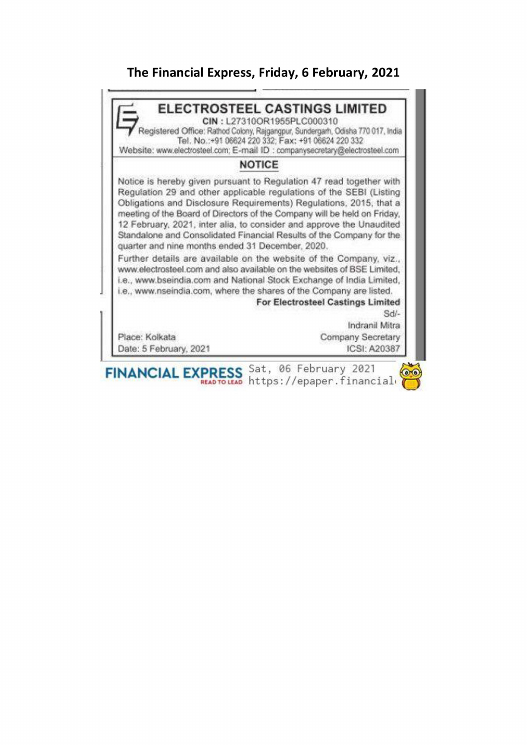**The Financial Express, Friday, 6 February, 2021**

# ELECTROSTEEL CASTINGS LIMITED

**CIN : L27310OR1955PLC000310**

Registered Office: Rathod Colony, Rajgangpur, Sundergarh, Odisha 770 017, India
Tel. No.:+91 06624 220 332; Fax: +91 06624 220 332
Website: www.electrosteel.com; E-mail ID : companysecretary@electrosteel.com

## NOTICE

Notice is hereby given pursuant to Regulation 47 read together with Regulation 29 and other applicable regulations of the SEBI (Listing Obligations and Disclosure Requirements) Regulations, 2015, that a meeting of the Board of Directors of the Company will be held on Friday, 12 February, 2021, inter alia, to consider and approve the Unaudited Standalone and Consolidated Financial Results of the Company for the quarter and nine months ended 31 December, 2020.

Further details are available on the website of the Company, viz., www.electrosteel.com and also available on the websites of BSE Limited, i.e., www.bseindia.com and National Stock Exchange of India Limited, i.e., www.nseindia.com, where the shares of the Company are listed.

**For Electrosteel Castings Limited**

Sd/-

Indranil Mitra

Company Secretary

ICSI: A20387

Place: Kolkata

Date: 5 February, 2021

FINANCIAL EXPRESS Sat, 06 February 2021 https://epaper.financial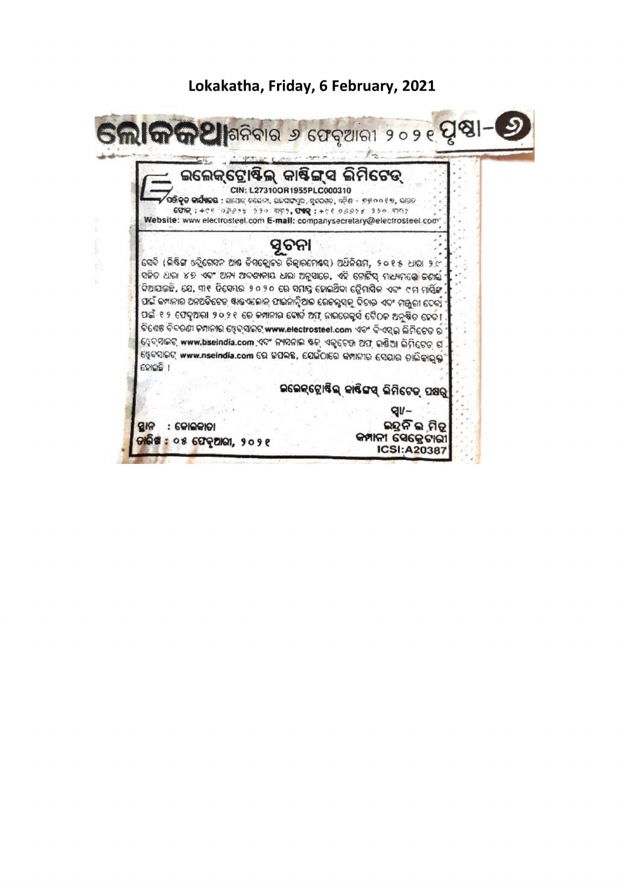**Lokakatha, Friday, 6 February, 2021**

ଲୋକକଥା ଶନିବାର ୬ ଫେବୃଆରୀ ୨୦୨୧ ପୃଷ୍ଠା-୬

# ଇଲେକ୍ଟ୍ରୋଷ୍ଟିଲ୍ କାଷ୍ଟିଙ୍ଗ୍ସ ଲିମିଟେଡ୍

CIN: L27310OR1955PLC000310

**ପଞ୍ଜିକୃତ କାର୍ଯ୍ୟାଳୟ :** ରାଜଗାଙ୍ଗପୁର, ସୁନ୍ଦରଗଡ଼, ଓଡ଼ିଶା - ୭୭୦୦୧୭, ଭାରତ

**ଫୋନ୍ :** +୯୧ ୦୬୬୨୪ ୨୨୦ ୩୩୨, **ଫାକ୍ସ :** +୯୧ ୦୬୬୨୪ ୨୨୦ ୩୩୨

Website: www.electrosteel.com E-mail: companysecretary@electrosteel.com

## ସୂଚନା

ସେବି (ଲିଷ୍ଟିଙ୍ଗ ଓବ୍ଲିଗେସନ ଆଣ୍ଡ ଡିସକ୍ଲୋଜର ରିକ୍ୱାଇରମେଣ୍ଟସ) ଅଧିନିୟମ, ୨୦୧୫ ଧାରା ୨୯ ସହିତ ଧାରା ୪୭ ଏବଂ ଅନ୍ୟ ଆବଶ୍ୟକୀୟ ଧାରା ଅନୁସାରେ, ଏହି ନୋଟିସ୍ ମାଧ୍ୟମରେ ଜଣାଇ ଦିଆଯାଉଛି, ଯେ, ୩୧ ଡିସେମ୍ବର ୨୦୨୦ ରେ ସମାପ୍ତ ହୋଇଥିବା ତ୍ରୈମାସିକ ଏବଂ ୯ମ ମାସିକ ପାଇଁ କମ୍ପାନୀର ଅନଅଡିଟେଡ୍ ଷ୍ଟାଣ୍ଡଏଲୋନ୍ ଫାଇନାନ୍ସିଆଲ ରେଜଲ୍ଟସକୁ ବିଚାର ଏବଂ ମଞ୍ଜୁରୀ ଦେବା ପାଇଁ ୧୨ ଫେବୃଆରୀ ୨୦୨୧ ରେ କମ୍ପାନୀର ବୋର୍ଡ ଅଫ୍ ଡାଇରେକ୍ଟର୍ସ ବୈଠକ ଅନୁଷ୍ଠିତ ହେବ। ବିଶେଷ ବିବରଣୀ କମ୍ପାନୀର ୱେବ୍‌ସାଇଟ୍ www.electrosteel.com ଏବଂ ବିଏସ୍‌ଇ ଲିମିଟେଡ ର ୱେବ୍‌ସାଇଟ୍ www.bseindia.com ଏବଂ ନ୍ୟାସନାଲ ଷ୍ଟକ୍ ଏକ୍ସଚେଞ୍ଜ ଅଫ୍ ଇଣ୍ଡିଆ ଲିମିଟେଡ ର ୱେବସାଇଟ୍ www.nseindia.com ରେ ଉପଲବ୍ଧ, ଯେଉଁଠାରେ କମ୍ପାନୀର ସେୟାର ତାଲିକାଭୁକ୍ତ ହୋଇଛି ।

ଇଲେକ୍ଟ୍ରୋଷ୍ଟିଲ୍ କାଷ୍ଟିଙ୍ଗସ୍ ଲିମିଟେଡ୍ ପକ୍ଷରୁ

ସ୍ୱା/-

ଇନ୍ଦ୍ରନିଲ ମିତ୍ର

କମ୍ପାନୀ ସେକ୍ରେଟାରୀ

ICSI:A20387

ସ୍ଥାନ : କୋଲକାତା

ତାରିଖ : ୦୫ ଫେବୃଆରୀ, ୨୦୨୧